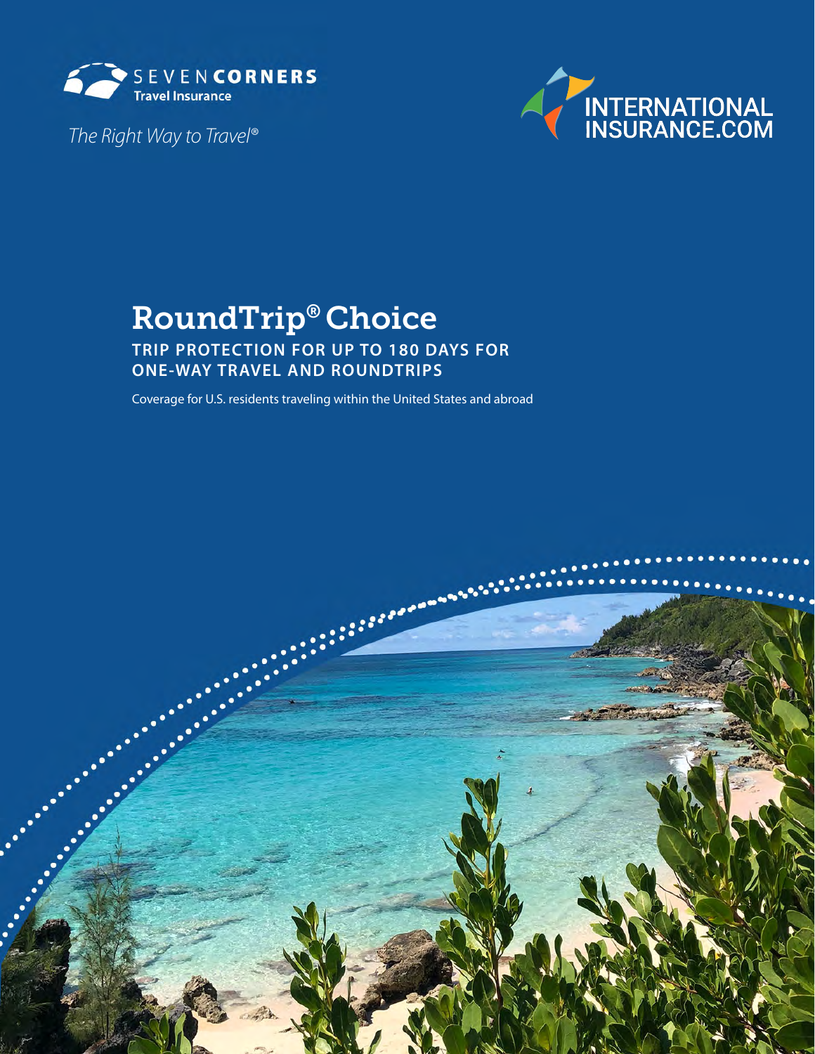SEVEN CORNERS Travel Insurance

*The Right Way to Travel®*

INTERNATIONAL INSURANCE.COM

# RoundTrip® Choice

## TRIP PROTECTION FOR UP TO 180 DAYS FOR ONE-WAY TRAVEL AND ROUNDTRIPS

Coverage for U.S. residents traveling within the United States and abroad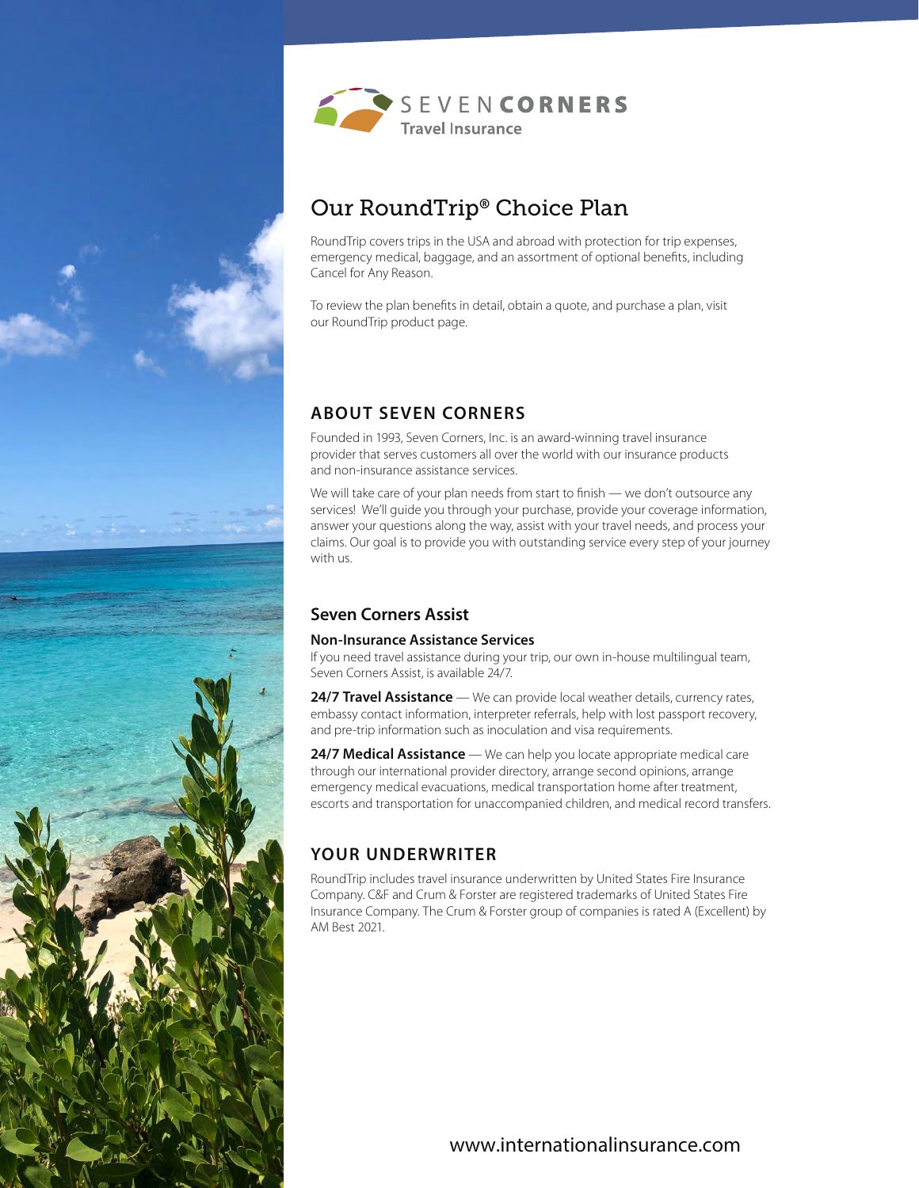SEVEN CORNERS
Travel Insurance

# Our RoundTrip® Choice Plan

RoundTrip covers trips in the USA and abroad with protection for trip expenses, emergency medical, baggage, and an assortment of optional benefits, including Cancel for Any Reason.

To review the plan benefits in detail, obtain a quote, and purchase a plan, visit our RoundTrip product page.

## ABOUT SEVEN CORNERS

Founded in 1993, Seven Corners, Inc. is an award-winning travel insurance provider that serves customers all over the world with our insurance products and non-insurance assistance services.

We will take care of your plan needs from start to finish — we don't outsource any services! We'll guide you through your purchase, provide your coverage information, answer your questions along the way, assist with your travel needs, and process your claims. Our goal is to provide you with outstanding service every step of your journey with us.

### Seven Corners Assist

#### Non-Insurance Assistance Services

If you need travel assistance during your trip, our own in-house multilingual team, Seven Corners Assist, is available 24/7.

**24/7 Travel Assistance** — We can provide local weather details, currency rates, embassy contact information, interpreter referrals, help with lost passport recovery, and pre-trip information such as inoculation and visa requirements.

**24/7 Medical Assistance** — We can help you locate appropriate medical care through our international provider directory, arrange second opinions, arrange emergency medical evacuations, medical transportation home after treatment, escorts and transportation for unaccompanied children, and medical record transfers.

## YOUR UNDERWRITER

RoundTrip includes travel insurance underwritten by United States Fire Insurance Company. C&F and Crum & Forster are registered trademarks of United States Fire Insurance Company. The Crum & Forster group of companies is rated A (Excellent) by AM Best 2021.

www.internationalinsurance.com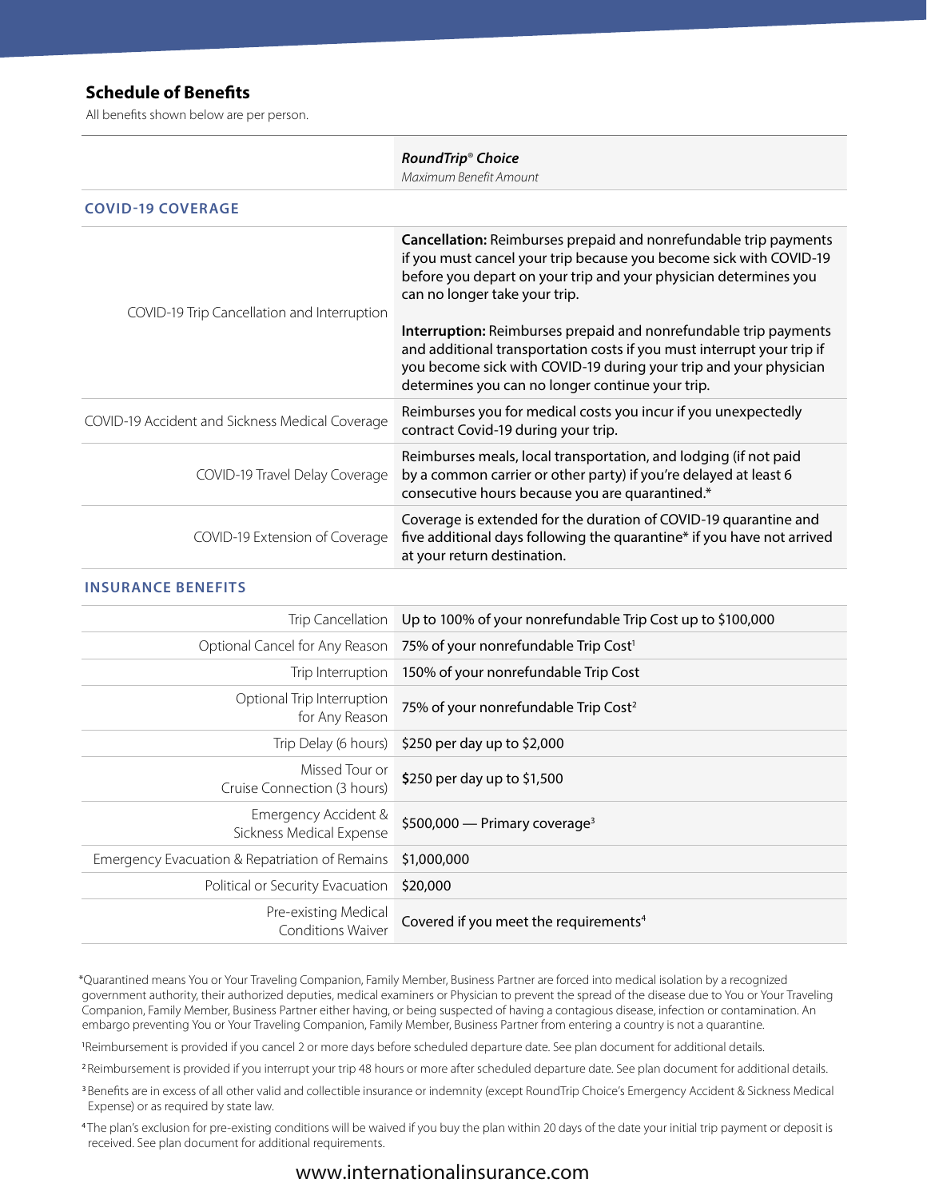## Schedule of Benefits

All benefits shown below are per person.

| | ***RoundTrip® Choice*** *Maximum Benefit Amount* |
|---|---|
| **COVID-19 COVERAGE** | |
| COVID-19 Trip Cancellation and Interruption | **Cancellation:** Reimburses prepaid and nonrefundable trip payments if you must cancel your trip because you become sick with COVID-19 before you depart on your trip and your physician determines you can no longer take your trip.<br><br>**Interruption:** Reimburses prepaid and nonrefundable trip payments and additional transportation costs if you must interrupt your trip if you become sick with COVID-19 during your trip and your physician determines you can no longer continue your trip. |
| COVID-19 Accident and Sickness Medical Coverage | Reimburses you for medical costs you incur if you unexpectedly contract Covid-19 during your trip. |
| COVID-19 Travel Delay Coverage | Reimburses meals, local transportation, and lodging (if not paid by a common carrier or other party) if you're delayed at least 6 consecutive hours because you are quarantined.* |
| COVID-19 Extension of Coverage | Coverage is extended for the duration of COVID-19 quarantine and five additional days following the quarantine* if you have not arrived at your return destination. |
| **INSURANCE BENEFITS** | |
| Trip Cancellation | Up to 100% of your nonrefundable Trip Cost up to $100,000 |
| Optional Cancel for Any Reason | 75% of your nonrefundable Trip Cost[1] |
| Trip Interruption | 150% of your nonrefundable Trip Cost |
| Optional Trip Interruption for Any Reason | 75% of your nonrefundable Trip Cost[2] |
| Trip Delay (6 hours) | $250 per day up to $2,000 |
| Missed Tour or Cruise Connection (3 hours) | $250 per day up to $1,500 |
| Emergency Accident & Sickness Medical Expense | $500,000 — Primary coverage[3] |
| Emergency Evacuation & Repatriation of Remains | $1,000,000 |
| Political or Security Evacuation | $20,000 |
| Pre-existing Medical Conditions Waiver | Covered if you meet the requirements[4] |

*Quarantined means You or Your Traveling Companion, Family Member, Business Partner are forced into medical isolation by a recognized government authority, their authorized deputies, medical examiners or Physician to prevent the spread of the disease due to You or Your Traveling Companion, Family Member, Business Partner either having, or being suspected of having a contagious disease, infection or contamination. An embargo preventing You or Your Traveling Companion, Family Member, Business Partner from entering a country is not a quarantine.

[1] Reimbursement is provided if you cancel 2 or more days before scheduled departure date. See plan document for additional details.

[2] Reimbursement is provided if you interrupt your trip 48 hours or more after scheduled departure date. See plan document for additional details.

[3] Benefits are in excess of all other valid and collectible insurance or indemnity (except RoundTrip Choice's Emergency Accident & Sickness Medical Expense) or as required by state law.

[4] The plan's exclusion for pre-existing conditions will be waived if you buy the plan within 20 days of the date your initial trip payment or deposit is received. See plan document for additional requirements.

www.internationalinsurance.com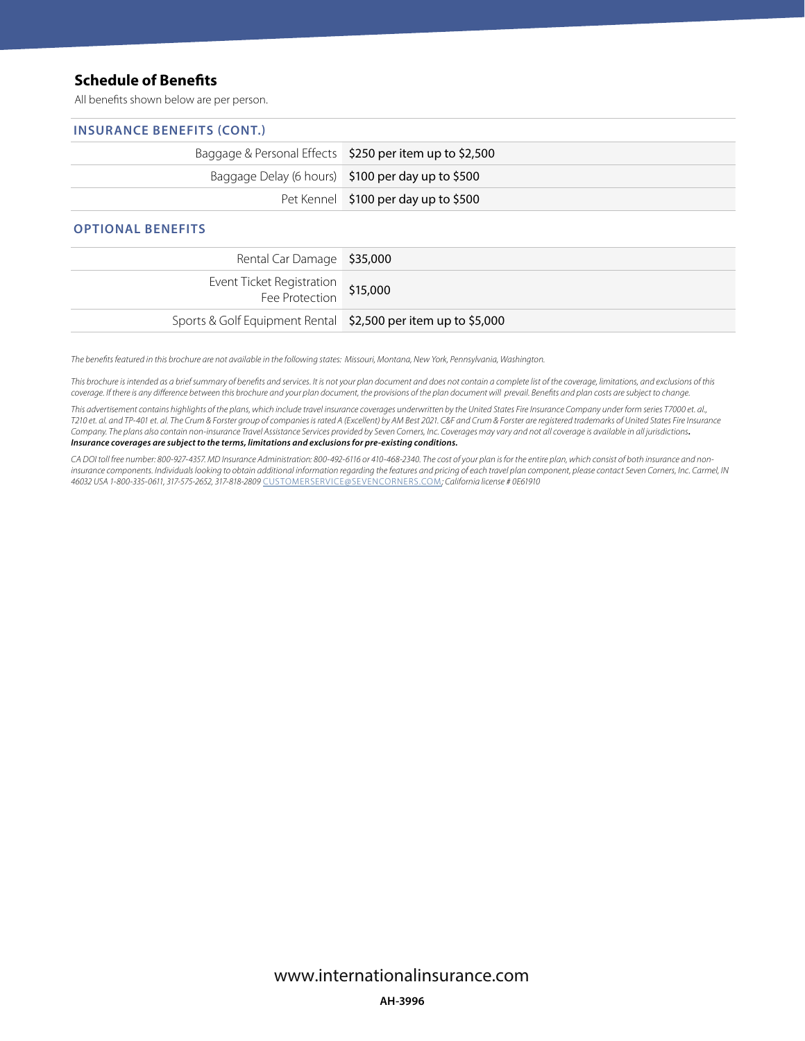## Schedule of Benefits

All benefits shown below are per person.

### INSURANCE BENEFITS (CONT.)

| | |
|---|---|
| Baggage & Personal Effects | $250 per item up to $2,500 |
| Baggage Delay (6 hours) | $100 per day up to $500 |
| Pet Kennel | $100 per day up to $500 |

### OPTIONAL BENEFITS

| | |
|---|---|
| Rental Car Damage | $35,000 |
| Event Ticket Registration Fee Protection | $15,000 |
| Sports & Golf Equipment Rental | $2,500 per item up to $5,000 |

*The benefits featured in this brochure are not available in the following states: Missouri, Montana, New York, Pennsylvania, Washington.*

*This brochure is intended as a brief summary of benefits and services. It is not your plan document and does not contain a complete list of the coverage, limitations, and exclusions of this coverage. If there is any difference between this brochure and your plan document, the provisions of the plan document will prevail. Benefits and plan costs are subject to change.*

*This advertisement contains highlights of the plans, which include travel insurance coverages underwritten by the United States Fire Insurance Company under form series T7000 et. al., T210 et. al. and TP-401 et. al. The Crum & Forster group of companies is rated A (Excellent) by AM Best 2021. C&F and Crum & Forster are registered trademarks of United States Fire Insurance Company. The plans also contain non-insurance Travel Assistance Services provided by Seven Corners, Inc. Coverages may vary and not all coverage is available in all jurisdictions.* ***Insurance coverages are subject to the terms, limitations and exclusions for pre-existing conditions.***

*CA DOI toll free number: 800-927-4357. MD Insurance Administration: 800-492-6116 or 410-468-2340. The cost of your plan is for the entire plan, which consist of both insurance and non-insurance components. Individuals looking to obtain additional information regarding the features and pricing of each travel plan component, please contact Seven Corners, Inc. Carmel, IN 46032 USA 1-800-335-0611, 317-575-2652, 317-818-2809 CUSTOMERSERVICE@SEVENCORNERS.COM; California license # 0E61910*

www.internationalinsurance.com

**AH-3996**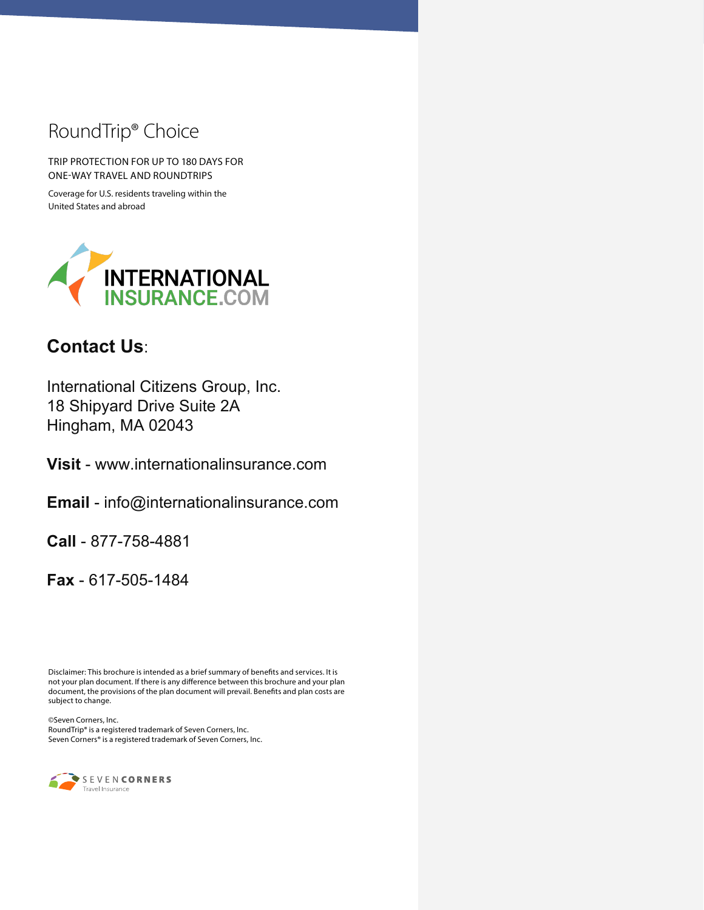# RoundTrip® Choice

TRIP PROTECTION FOR UP TO 180 DAYS FOR ONE-WAY TRAVEL AND ROUNDTRIPS

Coverage for U.S. residents traveling within the United States and abroad

INTERNATIONAL INSURANCE.COM

## Contact Us:

International Citizens Group, Inc.
18 Shipyard Drive Suite 2A
Hingham, MA 02043

**Visit** - www.internationalinsurance.com

**Email** - info@internationalinsurance.com

**Call** - 877-758-4881

**Fax** - 617-505-1484

Disclaimer: This brochure is intended as a brief summary of benefits and services. It is not your plan document. If there is any difference between this brochure and your plan document, the provisions of the plan document will prevail. Benefits and plan costs are subject to change.

©Seven Corners, Inc.
RoundTrip® is a registered trademark of Seven Corners, Inc.
Seven Corners® is a registered trademark of Seven Corners, Inc.

SEVEN CORNERS Travel Insurance